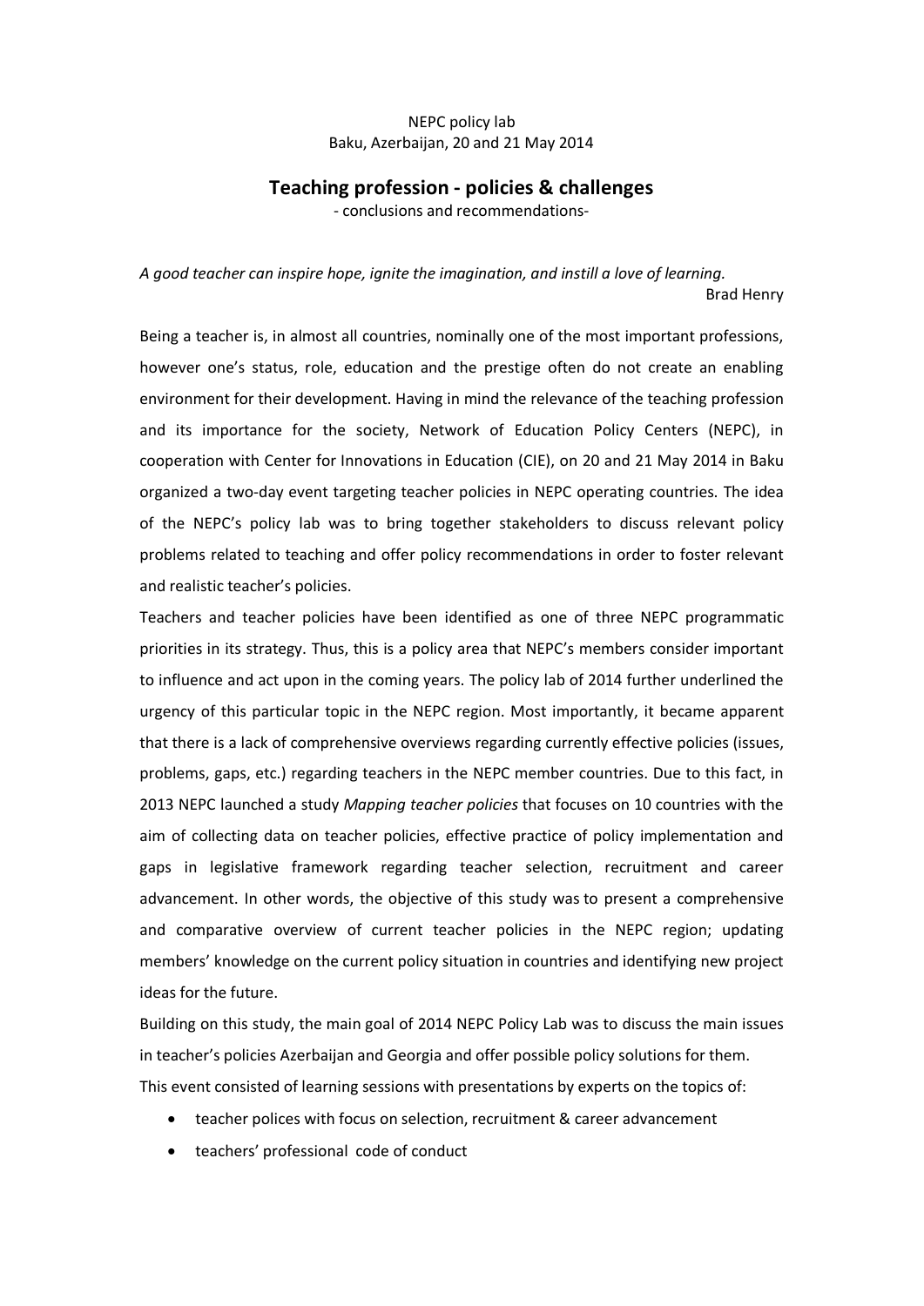NEPC policy lab
Baku, Azerbaijan, 20 and 21 May 2014

# Teaching profession - policies & challenges

- conclusions and recommendations-

*A good teacher can inspire hope, ignite the imagination, and instill a love of learning.*

Brad Henry

Being a teacher is, in almost all countries, nominally one of the most important professions, however one's status, role, education and the prestige often do not create an enabling environment for their development. Having in mind the relevance of the teaching profession and its importance for the society, Network of Education Policy Centers (NEPC), in cooperation with Center for Innovations in Education (CIE), on 20 and 21 May 2014 in Baku organized a two-day event targeting teacher policies in NEPC operating countries. The idea of the NEPC's policy lab was to bring together stakeholders to discuss relevant policy problems related to teaching and offer policy recommendations in order to foster relevant and realistic teacher's policies.

Teachers and teacher policies have been identified as one of three NEPC programmatic priorities in its strategy. Thus, this is a policy area that NEPC's members consider important to influence and act upon in the coming years. The policy lab of 2014 further underlined the urgency of this particular topic in the NEPC region. Most importantly, it became apparent that there is a lack of comprehensive overviews regarding currently effective policies (issues, problems, gaps, etc.) regarding teachers in the NEPC member countries. Due to this fact, in 2013 NEPC launched a study *Mapping teacher policies* that focuses on 10 countries with the aim of collecting data on teacher policies, effective practice of policy implementation and gaps in legislative framework regarding teacher selection, recruitment and career advancement. In other words, the objective of this study was to present a comprehensive and comparative overview of current teacher policies in the NEPC region; updating members' knowledge on the current policy situation in countries and identifying new project ideas for the future.

Building on this study, the main goal of 2014 NEPC Policy Lab was to discuss the main issues in teacher's policies Azerbaijan and Georgia and offer possible policy solutions for them.

This event consisted of learning sessions with presentations by experts on the topics of:

- teacher polices with focus on selection, recruitment & career advancement
- teachers' professional code of conduct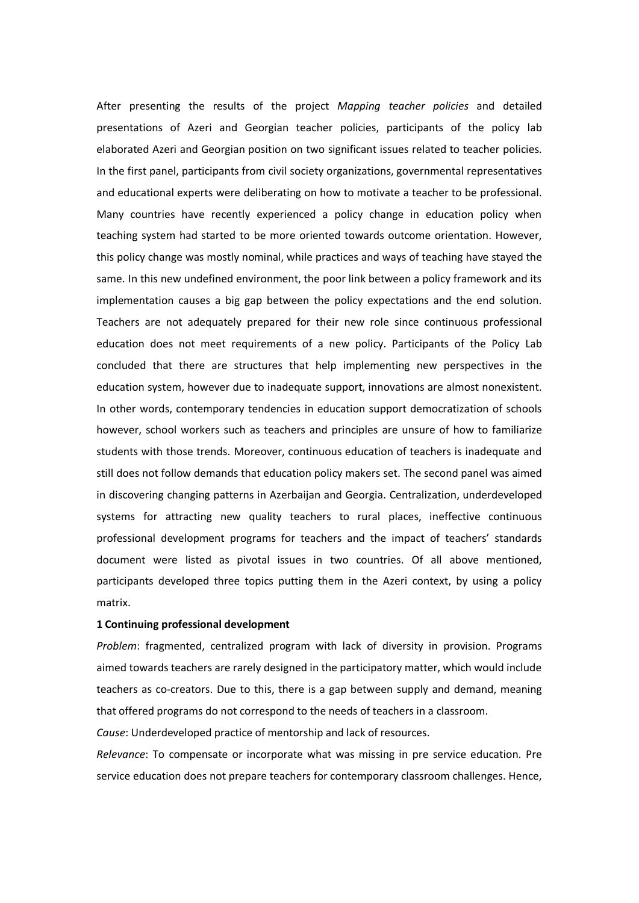After presenting the results of the project *Mapping teacher policies* and detailed presentations of Azeri and Georgian teacher policies, participants of the policy lab elaborated Azeri and Georgian position on two significant issues related to teacher policies. In the first panel, participants from civil society organizations, governmental representatives and educational experts were deliberating on how to motivate a teacher to be professional. Many countries have recently experienced a policy change in education policy when teaching system had started to be more oriented towards outcome orientation. However, this policy change was mostly nominal, while practices and ways of teaching have stayed the same. In this new undefined environment, the poor link between a policy framework and its implementation causes a big gap between the policy expectations and the end solution. Teachers are not adequately prepared for their new role since continuous professional education does not meet requirements of a new policy. Participants of the Policy Lab concluded that there are structures that help implementing new perspectives in the education system, however due to inadequate support, innovations are almost nonexistent. In other words, contemporary tendencies in education support democratization of schools however, school workers such as teachers and principles are unsure of how to familiarize students with those trends. Moreover, continuous education of teachers is inadequate and still does not follow demands that education policy makers set. The second panel was aimed in discovering changing patterns in Azerbaijan and Georgia. Centralization, underdeveloped systems for attracting new quality teachers to rural places, ineffective continuous professional development programs for teachers and the impact of teachers' standards document were listed as pivotal issues in two countries. Of all above mentioned, participants developed three topics putting them in the Azeri context, by using a policy matrix.

**1 Continuing professional development**

*Problem*: fragmented, centralized program with lack of diversity in provision. Programs aimed towards teachers are rarely designed in the participatory matter, which would include teachers as co-creators. Due to this, there is a gap between supply and demand, meaning that offered programs do not correspond to the needs of teachers in a classroom.

*Cause*: Underdeveloped practice of mentorship and lack of resources.

*Relevance*: To compensate or incorporate what was missing in pre service education. Pre service education does not prepare teachers for contemporary classroom challenges. Hence,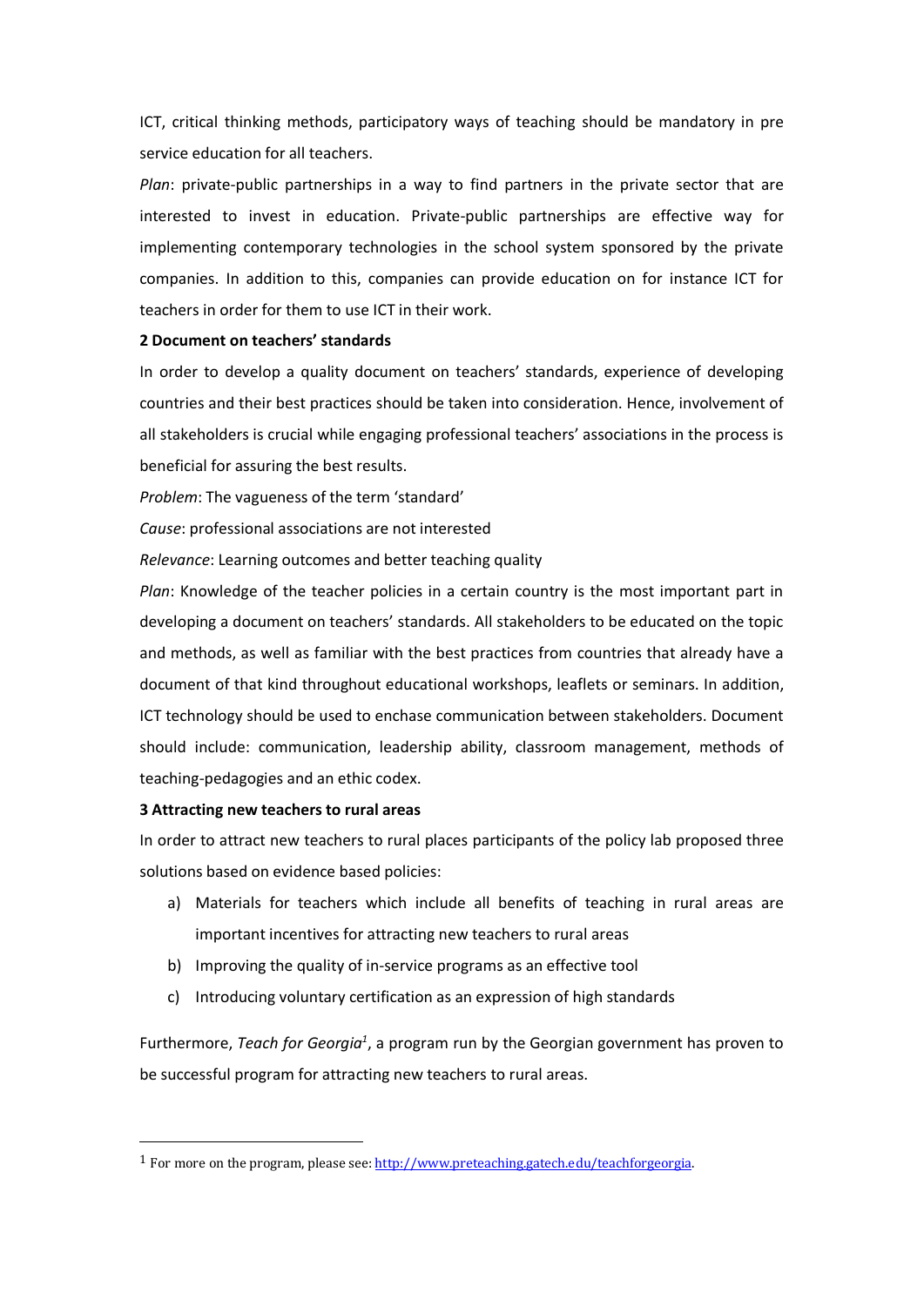ICT, critical thinking methods, participatory ways of teaching should be mandatory in pre service education for all teachers.

*Plan*: private-public partnerships in a way to find partners in the private sector that are interested to invest in education. Private-public partnerships are effective way for implementing contemporary technologies in the school system sponsored by the private companies. In addition to this, companies can provide education on for instance ICT for teachers in order for them to use ICT in their work.

**2 Document on teachers' standards**

In order to develop a quality document on teachers' standards, experience of developing countries and their best practices should be taken into consideration. Hence, involvement of all stakeholders is crucial while engaging professional teachers' associations in the process is beneficial for assuring the best results.

*Problem*: The vagueness of the term 'standard'

*Cause*: professional associations are not interested

*Relevance*: Learning outcomes and better teaching quality

*Plan*: Knowledge of the teacher policies in a certain country is the most important part in developing a document on teachers' standards. All stakeholders to be educated on the topic and methods, as well as familiar with the best practices from countries that already have a document of that kind throughout educational workshops, leaflets or seminars. In addition, ICT technology should be used to enchase communication between stakeholders. Document should include: communication, leadership ability, classroom management, methods of teaching-pedagogies and an ethic codex.

**3 Attracting new teachers to rural areas**

In order to attract new teachers to rural places participants of the policy lab proposed three solutions based on evidence based policies:

a) Materials for teachers which include all benefits of teaching in rural areas are important incentives for attracting new teachers to rural areas
b) Improving the quality of in-service programs as an effective tool
c) Introducing voluntary certification as an expression of high standards

Furthermore, *Teach for Georgia*[1], a program run by the Georgian government has proven to be successful program for attracting new teachers to rural areas.

[1] For more on the program, please see: http://www.preteaching.gatech.edu/teachforgeorgia.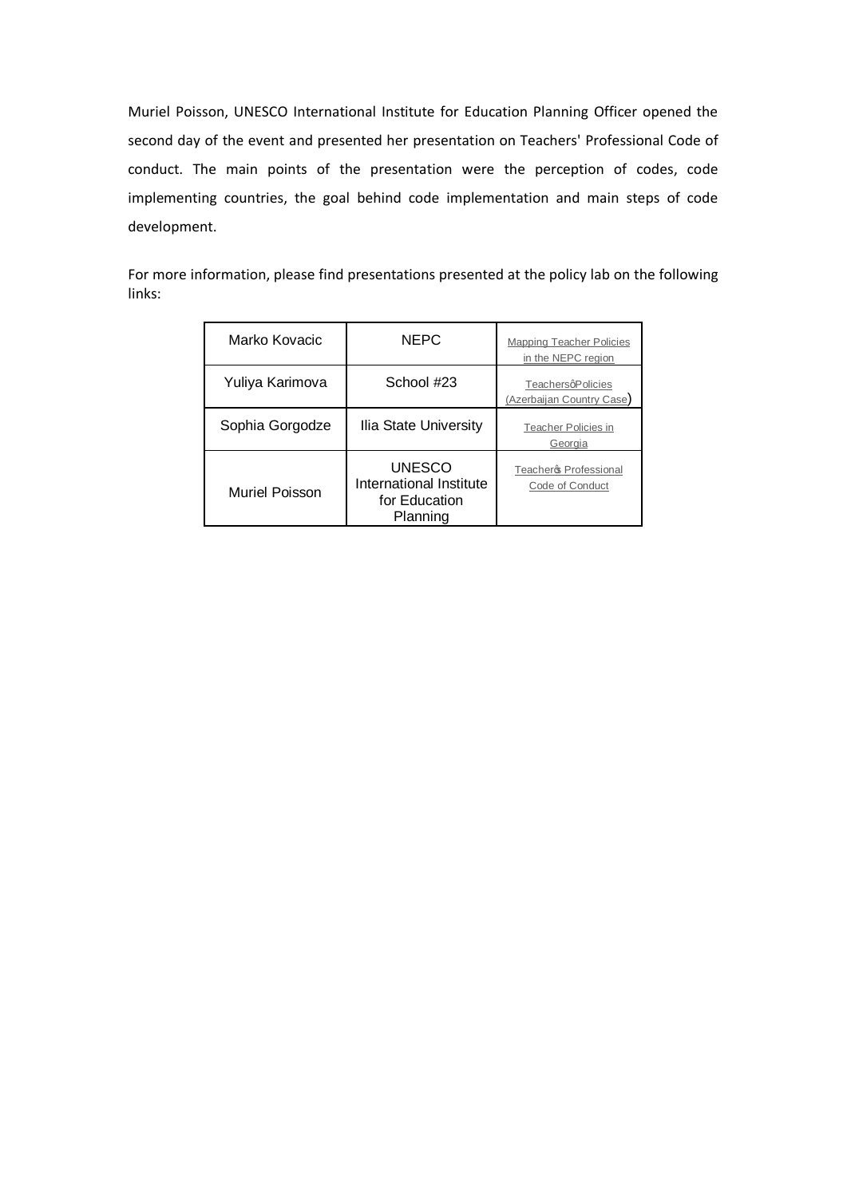Muriel Poisson, UNESCO International Institute for Education Planning Officer opened the second day of the event and presented her presentation on Teachers' Professional Code of conduct. The main points of the presentation were the perception of codes, code implementing countries, the goal behind code implementation and main steps of code development.

For more information, please find presentations presented at the policy lab on the following links:

| | | |
|---|---|---|
| Marko Kovacic | NEPC | Mapping Teacher Policies in the NEPC region |
| Yuliya Karimova | School #23 | Teachers' Policies (Azerbaijan Country Case) |
| Sophia Gorgodze | Ilia State University | Teacher Policies in Georgia |
| Muriel Poisson | UNESCO International Institute for Education Planning | Teacher's Professional Code of Conduct |